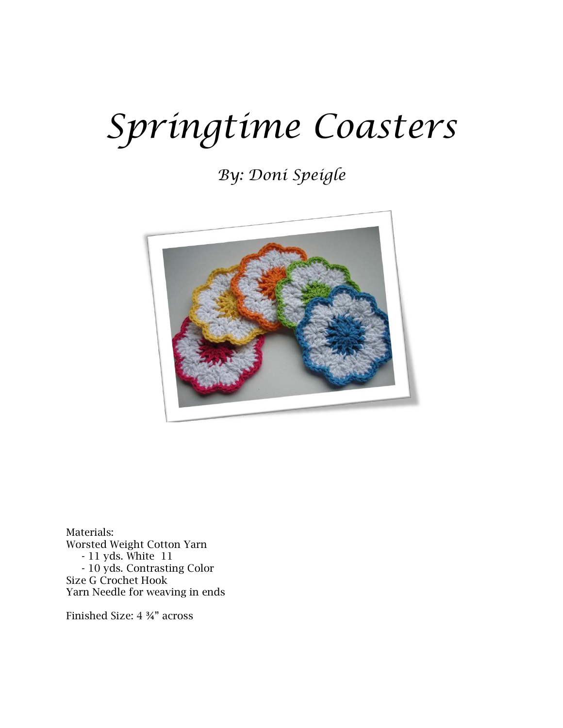# *Springtime Coasters*

## *By: Doni Speigle*

Materials:
Worsted Weight Cotton Yarn
- 11 yds. White 11
- 10 yds. Contrasting Color

Size G Crochet Hook
Yarn Needle for weaving in ends

Finished Size: 4 ¾" across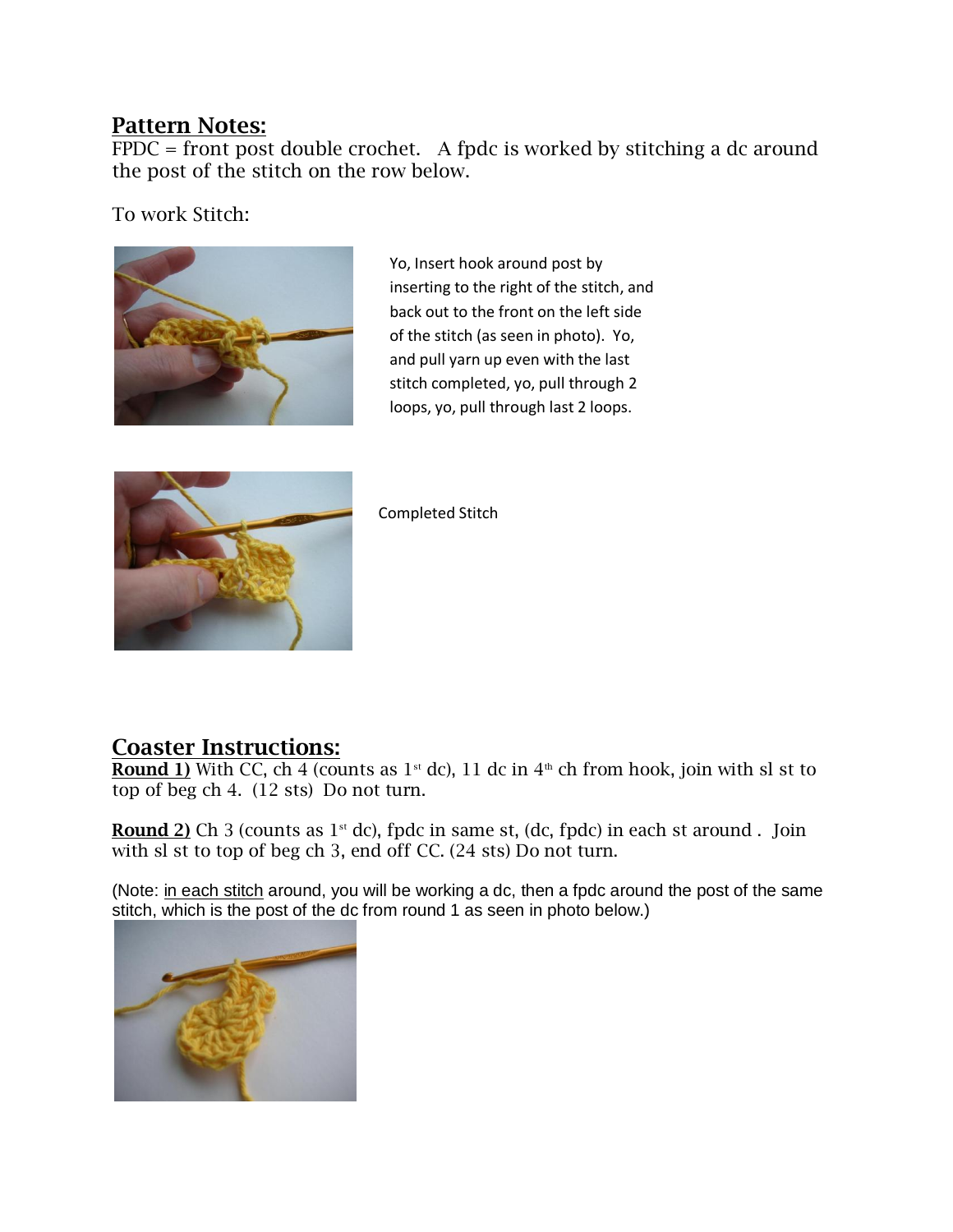## Pattern Notes:

FPDC = front post double crochet. A fpdc is worked by stitching a dc around the post of the stitch on the row below.

To work Stitch:

Yo, Insert hook around post by inserting to the right of the stitch, and back out to the front on the left side of the stitch (as seen in photo). Yo, and pull yarn up even with the last stitch completed, yo, pull through 2 loops, yo, pull through last 2 loops.

Completed Stitch

## Coaster Instructions:

**Round 1)** With CC, ch 4 (counts as 1st dc), 11 dc in 4th ch from hook, join with sl st to top of beg ch 4. (12 sts) Do not turn.

**Round 2)** Ch 3 (counts as 1st dc), fpdc in same st, (dc, fpdc) in each st around . Join with sl st to top of beg ch 3, end off CC. (24 sts) Do not turn.

(Note: in each stitch around, you will be working a dc, then a fpdc around the post of the same stitch, which is the post of the dc from round 1 as seen in photo below.)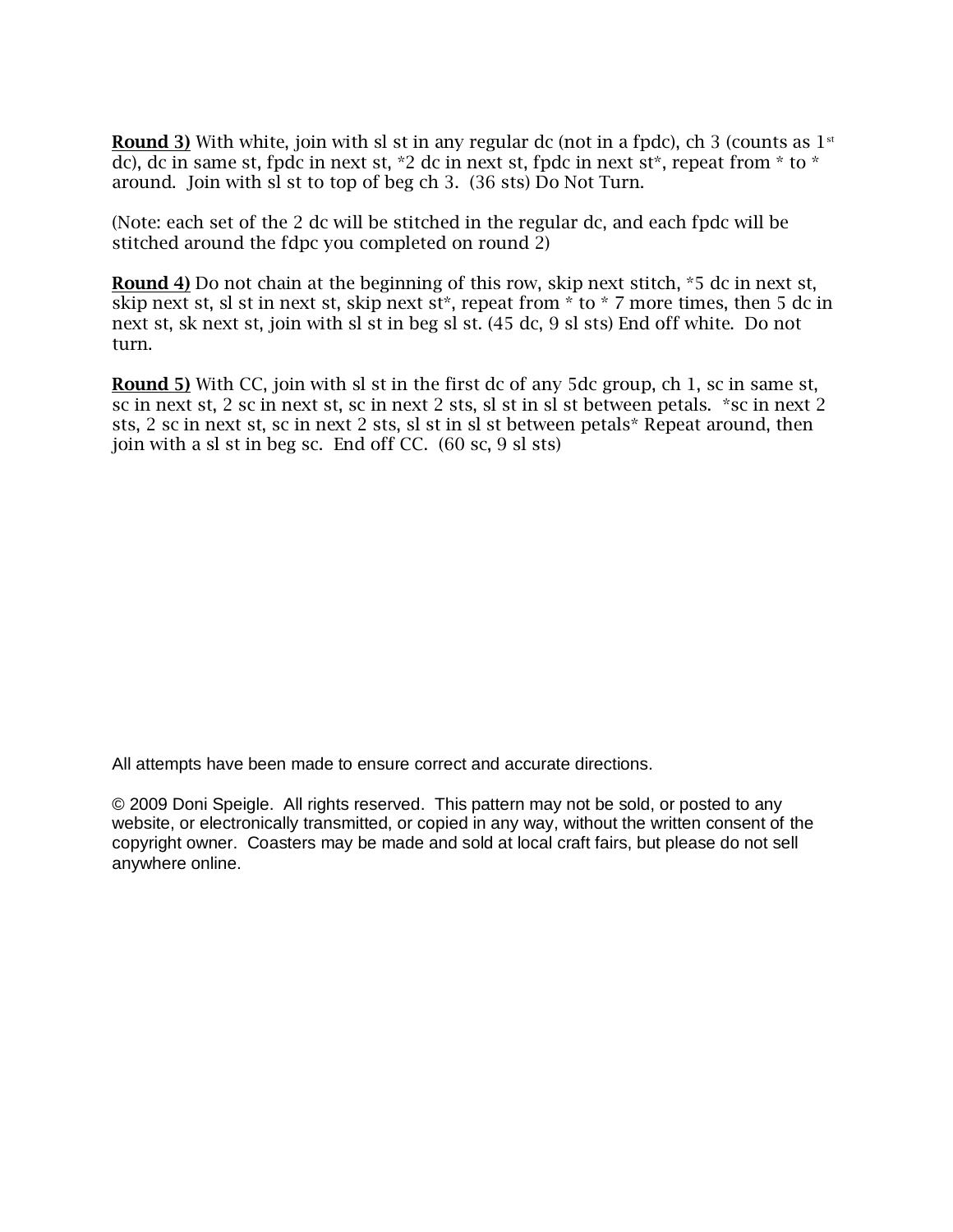**<u>Round 3)</u>** With white, join with sl st in any regular dc (not in a fpdc), ch 3 (counts as 1st dc), dc in same st, fpdc in next st, *2 dc in next st, fpdc in next st*, repeat from * to * around. Join with sl st to top of beg ch 3. (36 sts) Do Not Turn.

(Note: each set of the 2 dc will be stitched in the regular dc, and each fpdc will be stitched around the fdpc you completed on round 2)

**<u>Round 4)</u>** Do not chain at the beginning of this row, skip next stitch, *5 dc in next st, skip next st, sl st in next st, skip next st*, repeat from * to * 7 more times, then 5 dc in next st, sk next st, join with sl st in beg sl st. (45 dc, 9 sl sts) End off white. Do not turn.

**<u>Round 5)</u>** With CC, join with sl st in the first dc of any 5dc group, ch 1, sc in same st, sc in next st, 2 sc in next st, sc in next 2 sts, sl st in sl st between petals. *sc in next 2 sts, 2 sc in next st, sc in next 2 sts, sl st in sl st between petals* Repeat around, then join with a sl st in beg sc. End off CC. (60 sc, 9 sl sts)

All attempts have been made to ensure correct and accurate directions.

© 2009 Doni Speigle. All rights reserved. This pattern may not be sold, or posted to any website, or electronically transmitted, or copied in any way, without the written consent of the copyright owner. Coasters may be made and sold at local craft fairs, but please do not sell anywhere online.